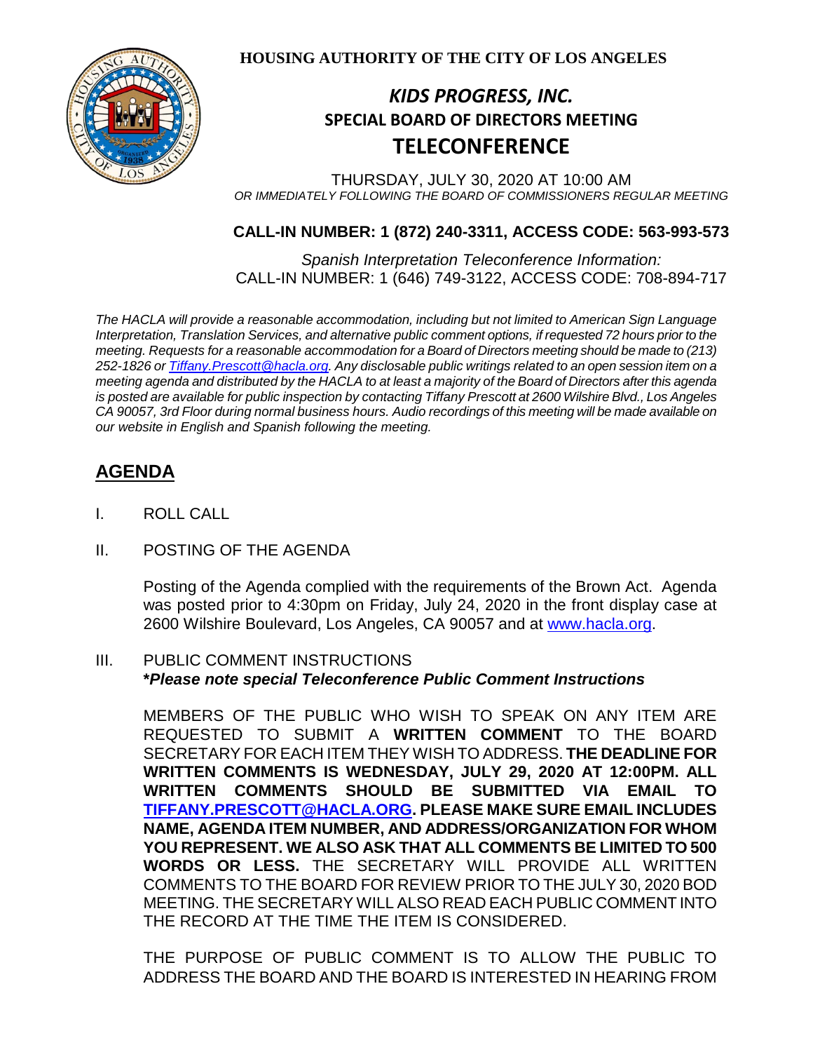**HOUSING AUTHORITY OF THE CITY OF LOS ANGELES**

# *KIDS PROGRESS, INC.*
## SPECIAL BOARD OF DIRECTORS MEETING
## TELECONFERENCE

THURSDAY, JULY 30, 2020 AT 10:00 AM
*OR IMMEDIATELY FOLLOWING THE BOARD OF COMMISSIONERS REGULAR MEETING*

**CALL-IN NUMBER: 1 (872) 240-3311, ACCESS CODE: 563-993-573**

*Spanish Interpretation Teleconference Information:*
CALL-IN NUMBER: 1 (646) 749-3122, ACCESS CODE: 708-894-717

*The HACLA will provide a reasonable accommodation, including but not limited to American Sign Language Interpretation, Translation Services, and alternative public comment options, if requested 72 hours prior to the meeting. Requests for a reasonable accommodation for a Board of Directors meeting should be made to (213) 252-1826 or Tiffany.Prescott@hacla.org. Any disclosable public writings related to an open session item on a meeting agenda and distributed by the HACLA to at least a majority of the Board of Directors after this agenda is posted are available for public inspection by contacting Tiffany Prescott at 2600 Wilshire Blvd., Los Angeles CA 90057, 3rd Floor during normal business hours. Audio recordings of this meeting will be made available on our website in English and Spanish following the meeting.*

## AGENDA

I. ROLL CALL

II. POSTING OF THE AGENDA

Posting of the Agenda complied with the requirements of the Brown Act. Agenda was posted prior to 4:30pm on Friday, July 24, 2020 in the front display case at 2600 Wilshire Boulevard, Los Angeles, CA 90057 and at www.hacla.org.

III. PUBLIC COMMENT INSTRUCTIONS
***Please note special Teleconference Public Comment Instructions***

MEMBERS OF THE PUBLIC WHO WISH TO SPEAK ON ANY ITEM ARE REQUESTED TO SUBMIT A **WRITTEN COMMENT** TO THE BOARD SECRETARY FOR EACH ITEM THEY WISH TO ADDRESS. **THE DEADLINE FOR WRITTEN COMMENTS IS WEDNESDAY, JULY 29, 2020 AT 12:00PM. ALL WRITTEN COMMENTS SHOULD BE SUBMITTED VIA EMAIL TO TIFFANY.PRESCOTT@HACLA.ORG. PLEASE MAKE SURE EMAIL INCLUDES NAME, AGENDA ITEM NUMBER, AND ADDRESS/ORGANIZATION FOR WHOM YOU REPRESENT. WE ALSO ASK THAT ALL COMMENTS BE LIMITED TO 500 WORDS OR LESS.** THE SECRETARY WILL PROVIDE ALL WRITTEN COMMENTS TO THE BOARD FOR REVIEW PRIOR TO THE JULY 30, 2020 BOD MEETING. THE SECRETARY WILL ALSO READ EACH PUBLIC COMMENT INTO THE RECORD AT THE TIME THE ITEM IS CONSIDERED.

THE PURPOSE OF PUBLIC COMMENT IS TO ALLOW THE PUBLIC TO ADDRESS THE BOARD AND THE BOARD IS INTERESTED IN HEARING FROM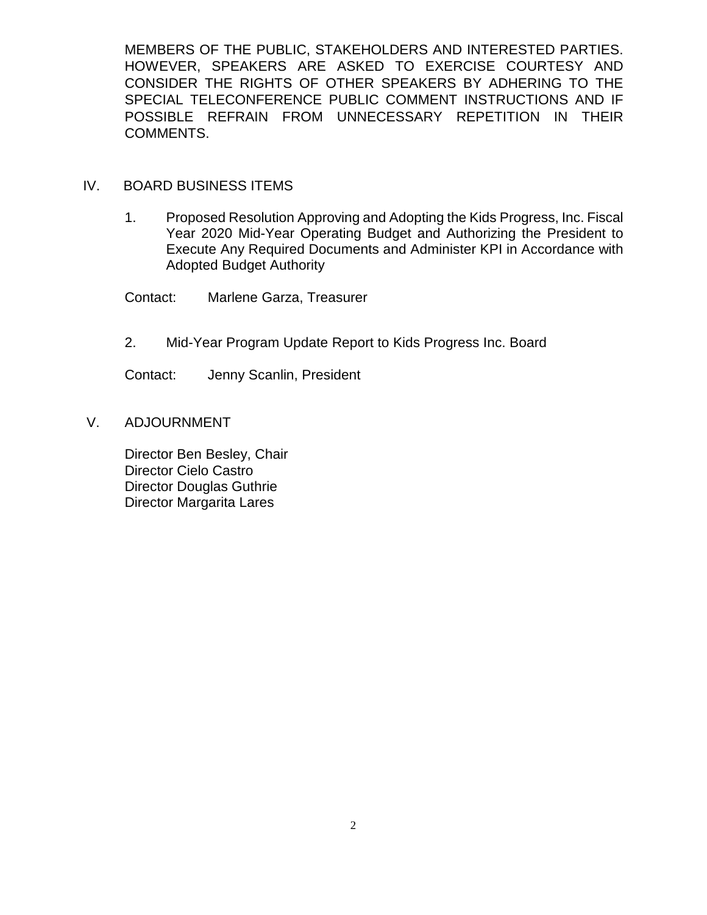MEMBERS OF THE PUBLIC, STAKEHOLDERS AND INTERESTED PARTIES. HOWEVER, SPEAKERS ARE ASKED TO EXERCISE COURTESY AND CONSIDER THE RIGHTS OF OTHER SPEAKERS BY ADHERING TO THE SPECIAL TELECONFERENCE PUBLIC COMMENT INSTRUCTIONS AND IF POSSIBLE REFRAIN FROM UNNECESSARY REPETITION IN THEIR COMMENTS.

## IV. BOARD BUSINESS ITEMS

1. Proposed Resolution Approving and Adopting the Kids Progress, Inc. Fiscal Year 2020 Mid-Year Operating Budget and Authorizing the President to Execute Any Required Documents and Administer KPI in Accordance with Adopted Budget Authority

   Contact: Marlene Garza, Treasurer

2. Mid-Year Program Update Report to Kids Progress Inc. Board

   Contact: Jenny Scanlin, President

## V. ADJOURNMENT

Director Ben Besley, Chair
Director Cielo Castro
Director Douglas Guthrie
Director Margarita Lares